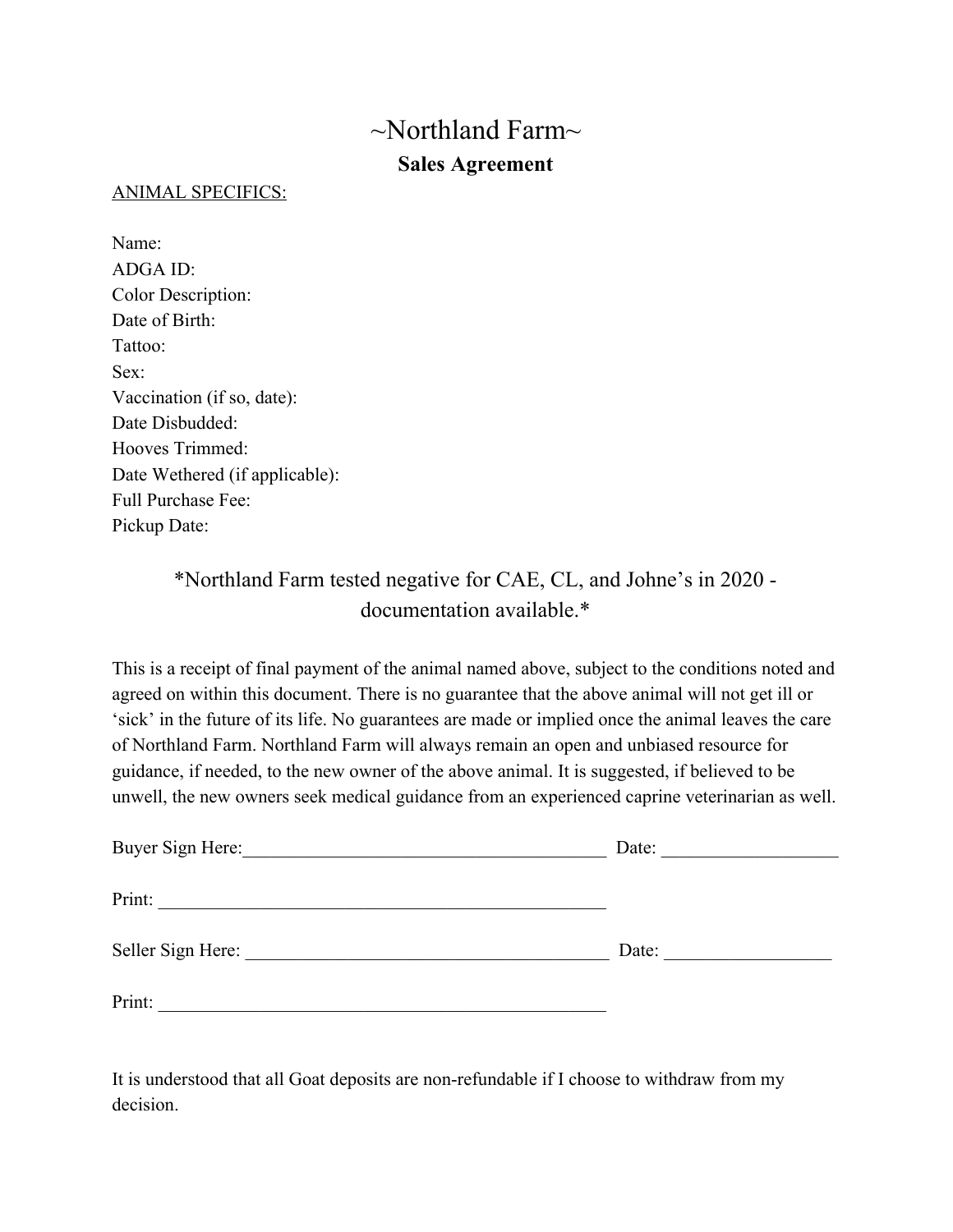# ~Northland Farm~

## Sales Agreement

ANIMAL SPECIFICS:

Name:
ADGA ID:
Color Description:
Date of Birth:
Tattoo:
Sex:
Vaccination (if so, date):
Date Disbudded:
Hooves Trimmed:
Date Wethered (if applicable):
Full Purchase Fee:
Pickup Date:

*Northland Farm tested negative for CAE, CL, and Johne's in 2020 - documentation available.*

This is a receipt of final payment of the animal named above, subject to the conditions noted and agreed on within this document. There is no guarantee that the above animal will not get ill or 'sick' in the future of its life. No guarantees are made or implied once the animal leaves the care of Northland Farm. Northland Farm will always remain an open and unbiased resource for guidance, if needed, to the new owner of the above animal. It is suggested, if believed to be unwell, the new owners seek medical guidance from an experienced caprine veterinarian as well.

Buyer Sign Here:________________________________________ Date: ___________________

Print: __________________________________________________

Seller Sign Here: ________________________________________ Date: __________________

Print: __________________________________________________

It is understood that all Goat deposits are non-refundable if I choose to withdraw from my decision.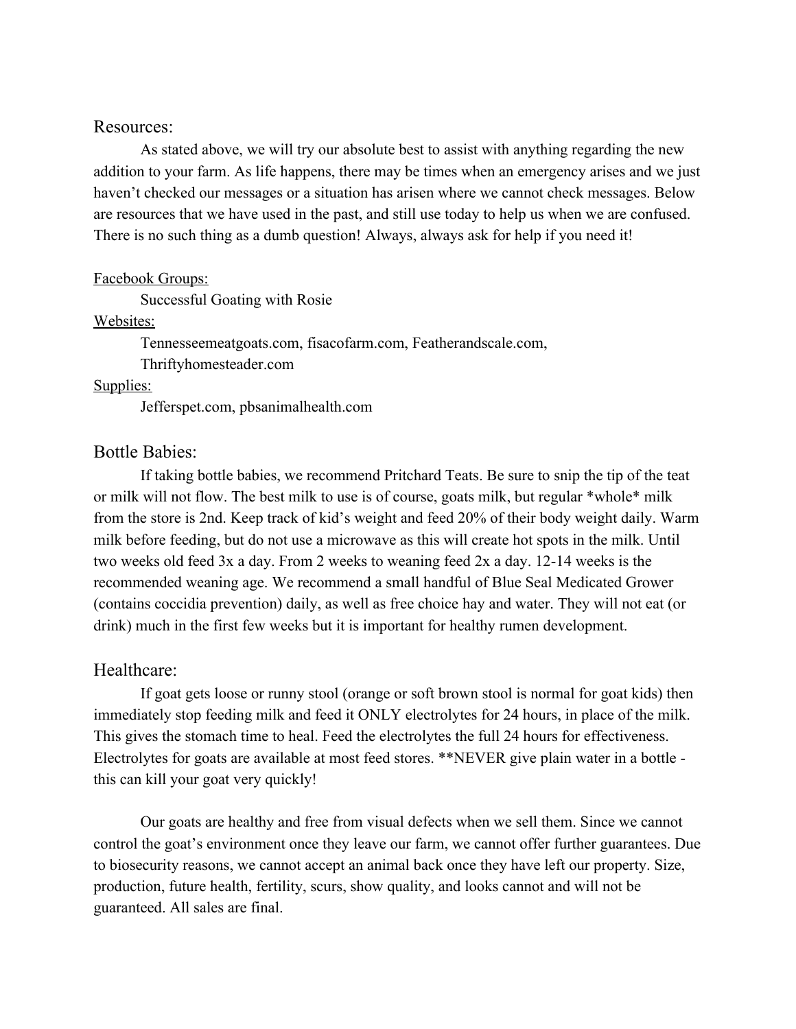## Resources:

As stated above, we will try our absolute best to assist with anything regarding the new addition to your farm. As life happens, there may be times when an emergency arises and we just haven't checked our messages or a situation has arisen where we cannot check messages. Below are resources that we have used in the past, and still use today to help us when we are confused. There is no such thing as a dumb question! Always, always ask for help if you need it!

<u>Facebook Groups:</u>

Successful Goating with Rosie

<u>Websites:</u>

Tennesseemeatgoats.com, fisacofarm.com, Featherandscale.com, Thriftyhomesteader.com

<u>Supplies:</u>

Jefferspet.com, pbsanimalhealth.com

## Bottle Babies:

If taking bottle babies, we recommend Pritchard Teats. Be sure to snip the tip of the teat or milk will not flow. The best milk to use is of course, goats milk, but regular *whole* milk from the store is 2nd. Keep track of kid's weight and feed 20% of their body weight daily. Warm milk before feeding, but do not use a microwave as this will create hot spots in the milk. Until two weeks old feed 3x a day. From 2 weeks to weaning feed 2x a day. 12-14 weeks is the recommended weaning age. We recommend a small handful of Blue Seal Medicated Grower (contains coccidia prevention) daily, as well as free choice hay and water. They will not eat (or drink) much in the first few weeks but it is important for healthy rumen development.

## Healthcare:

If goat gets loose or runny stool (orange or soft brown stool is normal for goat kids) then immediately stop feeding milk and feed it ONLY electrolytes for 24 hours, in place of the milk. This gives the stomach time to heal. Feed the electrolytes the full 24 hours for effectiveness. Electrolytes for goats are available at most feed stores. **NEVER give plain water in a bottle - this can kill your goat very quickly!

Our goats are healthy and free from visual defects when we sell them. Since we cannot control the goat's environment once they leave our farm, we cannot offer further guarantees. Due to biosecurity reasons, we cannot accept an animal back once they have left our property. Size, production, future health, fertility, scurs, show quality, and looks cannot and will not be guaranteed. All sales are final.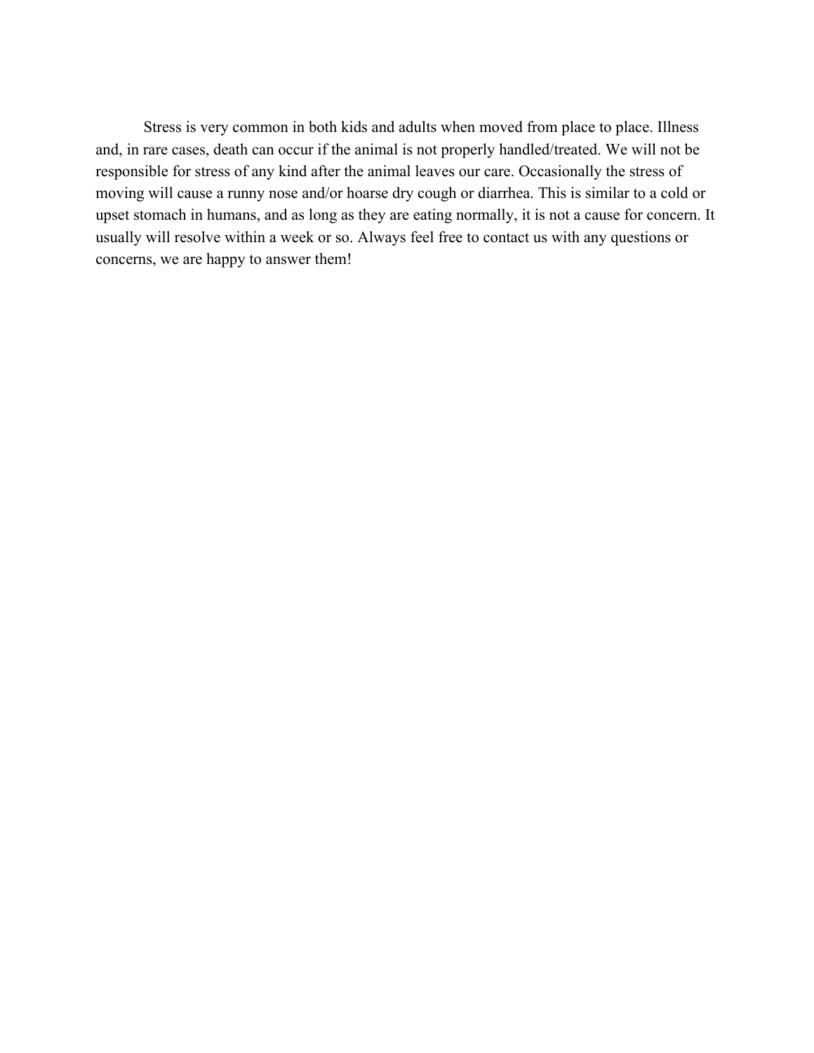Stress is very common in both kids and adults when moved from place to place. Illness and, in rare cases, death can occur if the animal is not properly handled/treated. We will not be responsible for stress of any kind after the animal leaves our care. Occasionally the stress of moving will cause a runny nose and/or hoarse dry cough or diarrhea. This is similar to a cold or upset stomach in humans, and as long as they are eating normally, it is not a cause for concern. It usually will resolve within a week or so. Always feel free to contact us with any questions or concerns, we are happy to answer them!